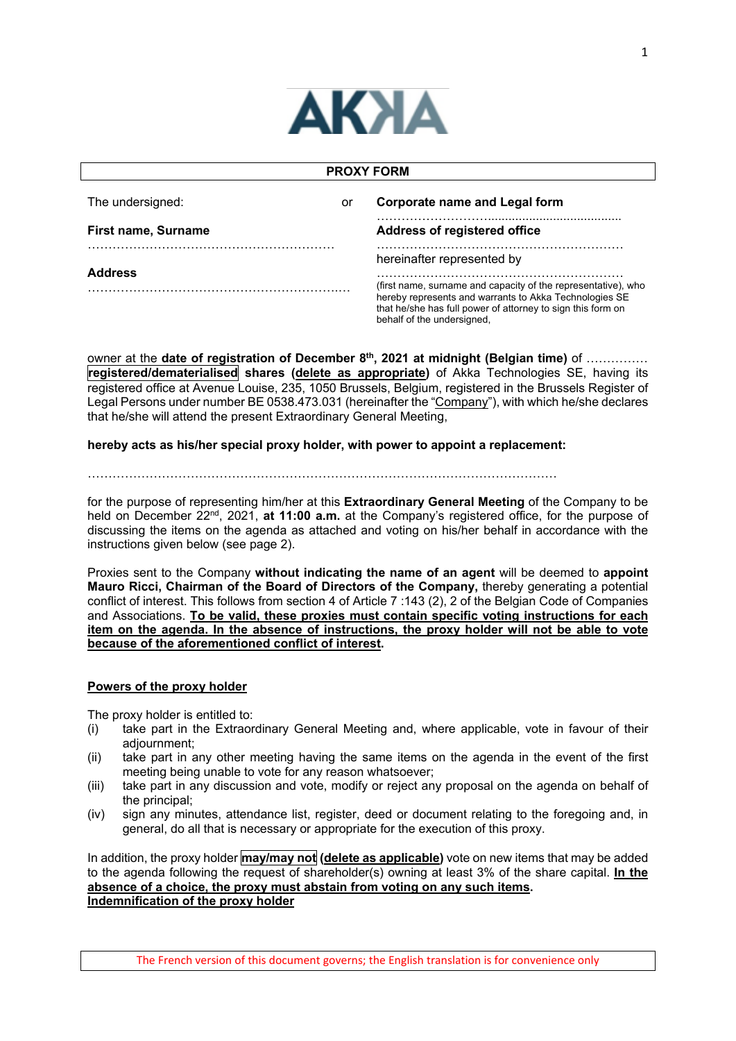**PROXY FORM**

| The undersigned: | or | **Corporate name and Legal form** |
|---|---|---|
| | | ………………………....................................... |
| **First name, Surname** | | **Address of registered office** |
| ………………………………………………… | | ………………………………………………… |
| | | hereinafter represented by |
| **Address** | | ………………………………………………… |
| ……………………………………………………… | | (first name, surname and capacity of the representative), who hereby represents and warrants to Akka Technologies SE that he/she has full power of attorney to sign this form on behalf of the undersigned, |

owner at the **date of registration of December 8th, 2021 at midnight (Belgian time)** of …………… **registered/dematerialised shares (delete as appropriate)** of Akka Technologies SE, having its registered office at Avenue Louise, 235, 1050 Brussels, Belgium, registered in the Brussels Register of Legal Persons under number BE 0538.473.031 (hereinafter the "Company"), with which he/she declares that he/she will attend the present Extraordinary General Meeting,

**hereby acts as his/her special proxy holder, with power to appoint a replacement:**

…………………………………………………………………………………………………

for the purpose of representing him/her at this **Extraordinary General Meeting** of the Company to be held on December 22nd, 2021, **at 11:00 a.m.** at the Company's registered office, for the purpose of discussing the items on the agenda as attached and voting on his/her behalf in accordance with the instructions given below (see page 2).

Proxies sent to the Company **without indicating the name of an agent** will be deemed to **appoint Mauro Ricci, Chairman of the Board of Directors of the Company,** thereby generating a potential conflict of interest. This follows from section 4 of Article 7 :143 (2), 2 of the Belgian Code of Companies and Associations. **To be valid, these proxies must contain specific voting instructions for each item on the agenda. In the absence of instructions, the proxy holder will not be able to vote because of the aforementioned conflict of interest.**

**Powers of the proxy holder**

The proxy holder is entitled to:

(i) take part in the Extraordinary General Meeting and, where applicable, vote in favour of their adjournment;

(ii) take part in any other meeting having the same items on the agenda in the event of the first meeting being unable to vote for any reason whatsoever;

(iii) take part in any discussion and vote, modify or reject any proposal on the agenda on behalf of the principal;

(iv) sign any minutes, attendance list, register, deed or document relating to the foregoing and, in general, do all that is necessary or appropriate for the execution of this proxy.

In addition, the proxy holder **may/may not (delete as applicable)** vote on new items that may be added to the agenda following the request of shareholder(s) owning at least 3% of the share capital. **In the absence of a choice, the proxy must abstain from voting on any such items.**

**Indemnification of the proxy holder**

The French version of this document governs; the English translation is for convenience only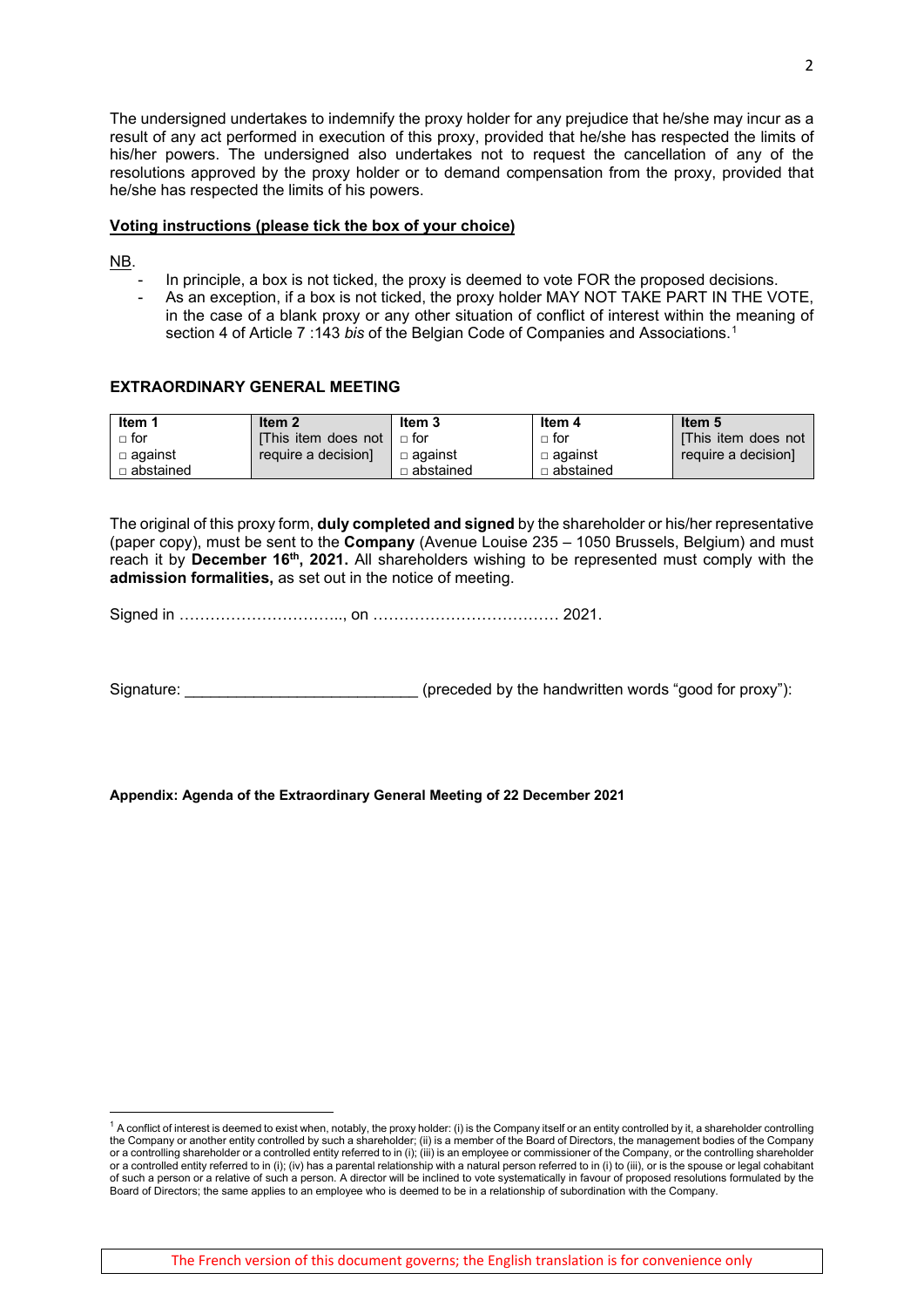The undersigned undertakes to indemnify the proxy holder for any prejudice that he/she may incur as a result of any act performed in execution of this proxy, provided that he/she has respected the limits of his/her powers. The undersigned also undertakes not to request the cancellation of any of the resolutions approved by the proxy holder or to demand compensation from the proxy, provided that he/she has respected the limits of his powers.

**<u>Voting instructions (please tick the box of your choice)</u>**

<u>NB</u>.

- In principle, a box is not ticked, the proxy is deemed to vote FOR the proposed decisions.
- As an exception, if a box is not ticked, the proxy holder MAY NOT TAKE PART IN THE VOTE, in the case of a blank proxy or any other situation of conflict of interest within the meaning of section 4 of Article 7 :143 *bis* of the Belgian Code of Companies and Associations.[1]

**EXTRAORDINARY GENERAL MEETING**

| Item 1 | Item 2 | Item 3 | Item 4 | Item 5 |
|---|---|---|---|---|
| □ for<br>□ against<br>□ abstained | [This item does not require a decision] | □ for<br>□ against<br>□ abstained | □ for<br>□ against<br>□ abstained | [This item does not require a decision] |

The original of this proxy form, **duly completed and signed** by the shareholder or his/her representative (paper copy), must be sent to the **Company** (Avenue Louise 235 – 1050 Brussels, Belgium) and must reach it by **December 16th, 2021.** All shareholders wishing to be represented must comply with the **admission formalities,** as set out in the notice of meeting.

Signed in ………………………….., on ……………………………… 2021.

Signature: __________________________ (preceded by the handwritten words "good for proxy"):

**Appendix: Agenda of the Extraordinary General Meeting of 22 December 2021**

[1] A conflict of interest is deemed to exist when, notably, the proxy holder: (i) is the Company itself or an entity controlled by it, a shareholder controlling the Company or another entity controlled by such a shareholder; (ii) is a member of the Board of Directors, the management bodies of the Company or a controlling shareholder or a controlled entity referred to in (i); (iii) is an employee or commissioner of the Company, or the controlling shareholder or a controlled entity referred to in (i); (iv) has a parental relationship with a natural person referred to in (i) to (iii), or is the spouse or legal cohabitant of such a person or a relative of such a person. A director will be inclined to vote systematically in favour of proposed resolutions formulated by the Board of Directors; the same applies to an employee who is deemed to be in a relationship of subordination with the Company.

The French version of this document governs; the English translation is for convenience only